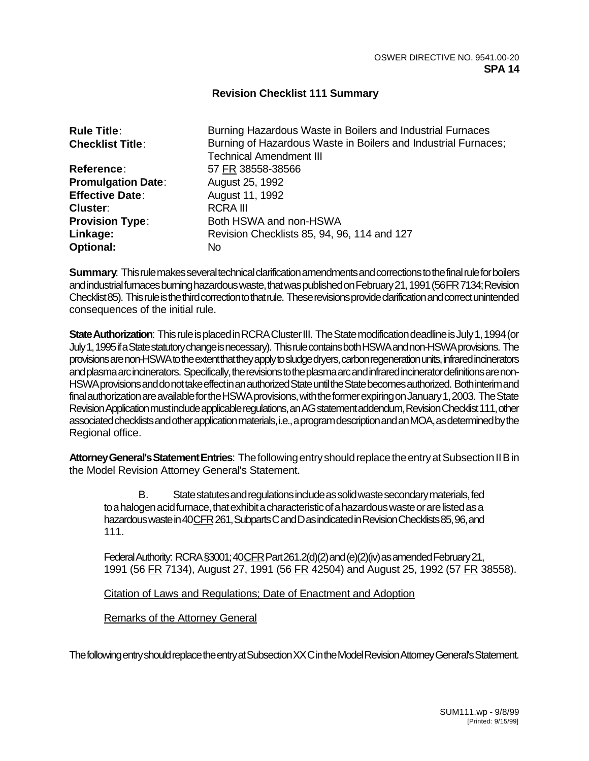OSWER DIRECTIVE NO. 9541.00-20
**SPA 14**

## Revision Checklist 111 Summary

| | |
|---|---|
| **Rule Title**: | Burning Hazardous Waste in Boilers and Industrial Furnaces |
| **Checklist Title**: | Burning of Hazardous Waste in Boilers and Industrial Furnaces; Technical Amendment III |
| **Reference**: | 57 FR 38558-38566 |
| **Promulgation Date**: | August 25, 1992 |
| **Effective Date**: | August 11, 1992 |
| **Cluster**: | RCRA III |
| **Provision Type**: | Both HSWA and non-HSWA |
| **Linkage:** | Revision Checklists 85, 94, 96, 114 and 127 |
| **Optional:** | No |

**Summary**: This rule makes several technical clarification amendments and corrections to the final rule for boilers and industrial furnaces burning hazardous waste, that was published on February 21, 1991 (56 FR 7134; Revision Checklist 85). This rule is the third correction to that rule. These revisions provide clarification and correct unintended consequences of the initial rule.

**State Authorization**: This rule is placed in RCRA Cluster III. The State modification deadline is July 1, 1994 (or July 1, 1995 if a State statutory change is necessary). This rule contains both HSWA and non-HSWA provisions. The provisions are non-HSWA to the extent that they apply to sludge dryers, carbon regeneration units, infrared incinerators and plasma arc incinerators. Specifically, the revisions to the plasma arc and infrared incinerator definitions are non-HSWA provisions and do not take effect in an authorized State until the State becomes authorized. Both interim and final authorization are available for the HSWA provisions, with the former expiring on January 1, 2003. The State Revision Application must include applicable regulations, an AG statement addendum, Revision Checklist 111, other associated checklists and other application materials, i.e., a program description and an MOA, as determined by the Regional office.

**Attorney General's Statement Entries**: The following entry should replace the entry at Subsection II B in the Model Revision Attorney General's Statement.

> B. State statutes and regulations include as solid waste secondary materials, fed to a halogen acid furnace, that exhibit a characteristic of a hazardous waste or are listed as a hazardous waste in 40 CFR 261, Subparts C and D as indicated in Revision Checklists 85, 96, and 111.
>
> Federal Authority: RCRA §3001; 40 CFR Part 261.2(d)(2) and (e)(2)(iv) as amended February 21, 1991 (56 FR 7134), August 27, 1991 (56 FR 42504) and August 25, 1992 (57 FR 38558).
>
> Citation of Laws and Regulations; Date of Enactment and Adoption
>
> Remarks of the Attorney General

The following entry should replace the entry at Subsection XX C in the Model Revision Attorney General's Statement.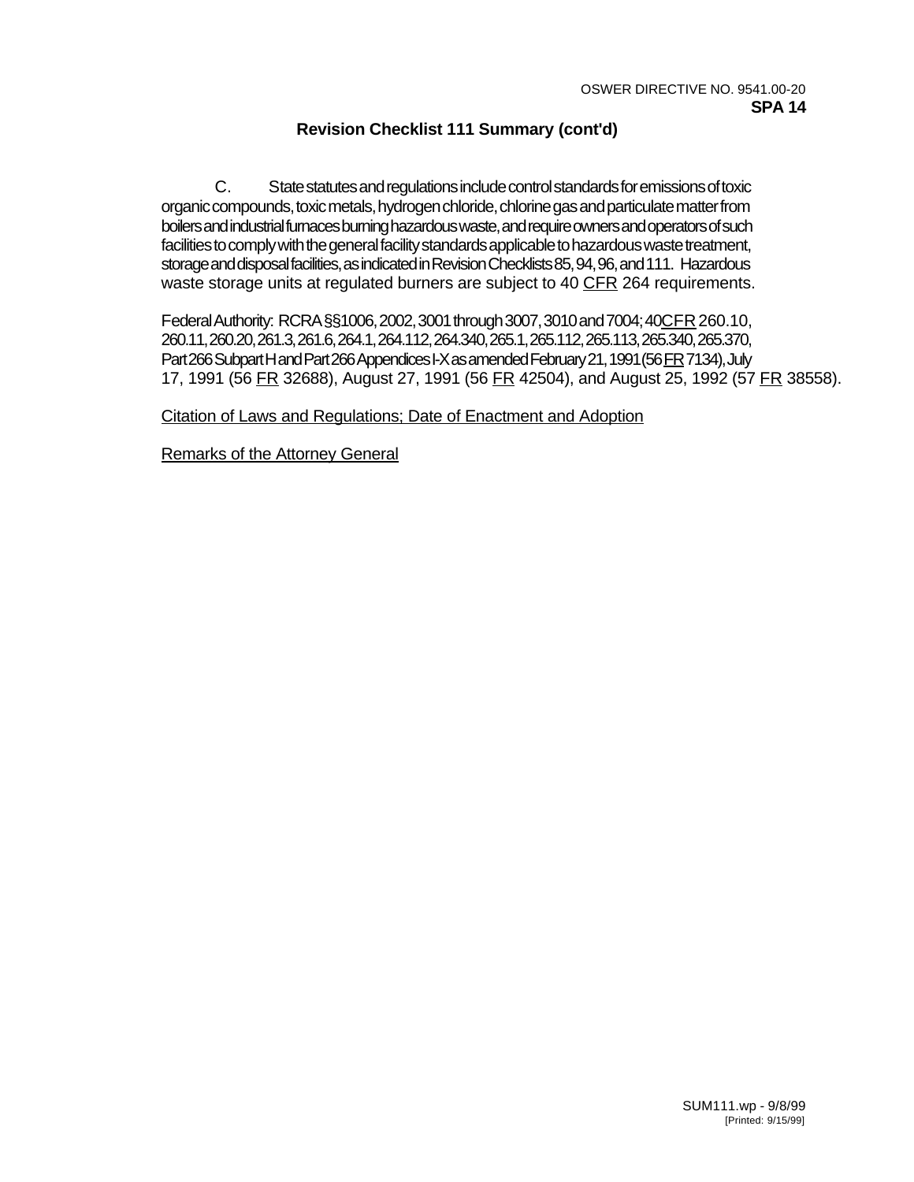**Revision Checklist 111 Summary (cont'd)**

C. State statutes and regulations include control standards for emissions of toxic organic compounds, toxic metals, hydrogen chloride, chlorine gas and particulate matter from boilers and industrial furnaces burning hazardous waste, and require owners and operators of such facilities to comply with the general facility standards applicable to hazardous waste treatment, storage and disposal facilities, as indicated in Revision Checklists 85, 94, 96, and 111. Hazardous waste storage units at regulated burners are subject to 40 CFR 264 requirements.

Federal Authority: RCRA §§1006, 2002, 3001 through 3007, 3010 and 7004; 40 CFR 260.10, 260.11, 260.20, 261.3, 261.6, 264.1, 264.112, 264.340, 265.1, 265.112, 265.113, 265.340, 265.370, Part 266 Subpart H and Part 266 Appendices I-X as amended February 21, 1991 (56 FR 7134), July 17, 1991 (56 FR 32688), August 27, 1991 (56 FR 42504), and August 25, 1992 (57 FR 38558).

Citation of Laws and Regulations; Date of Enactment and Adoption

Remarks of the Attorney General